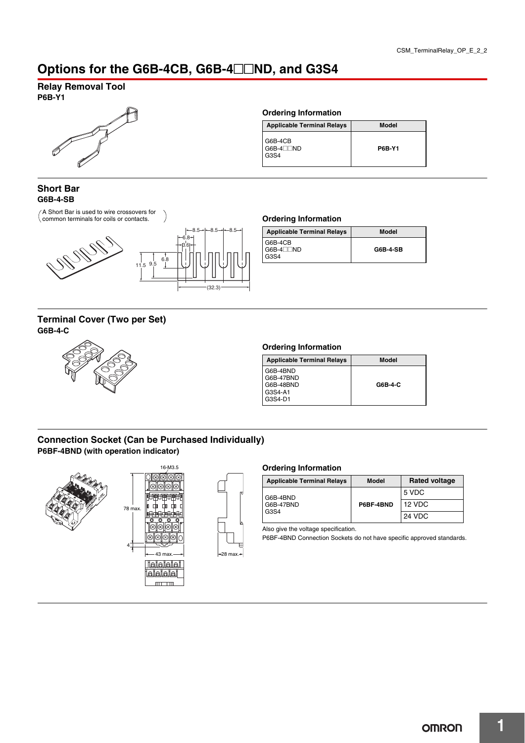# Options for the G6B-4CB, G6B-4□□ND, and G3S4

## Relay Removal Tool

**P6B-Y1**

### Ordering Information

| Applicable Terminal Relays | Model |
|---|---|
| G6B-4CB<br>G6B-4□□ND<br>G3S4 | **P6B-Y1** |

## Short Bar

**G6B-4-SB**

(A Short Bar is used to wire crossovers for common terminals for coils or contacts.)

### Ordering Information

| Applicable Terminal Relays | Model |
|---|---|
| G6B-4CB<br>G6B-4□□ND<br>G3S4 | **G6B-4-SB** |

## Terminal Cover (Two per Set)

**G6B-4-C**

### Ordering Information

| Applicable Terminal Relays | Model |
|---|---|
| G6B-4BND<br>G6B-47BND<br>G6B-48BND<br>G3S4-A1<br>G3S4-D1 | **G6B-4-C** |

## Connection Socket (Can be Purchased Individually)

**P6BF-4BND (with operation indicator)**

### Ordering Information

| Applicable Terminal Relays | Model | Rated voltage |
|---|---|---|
| G6B-4BND<br>G6B-47BND<br>G3S4 | **P6BF-4BND** | 5 VDC |
| | | 12 VDC |
| | | 24 VDC |

Also give the voltage specification.

P6BF-4BND Connection Sockets do not have specific approved standards.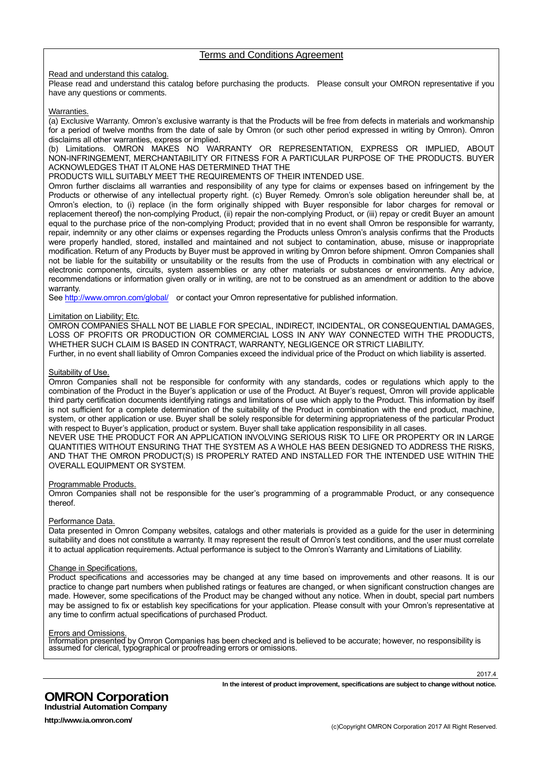# Terms and Conditions Agreement

## Read and understand this catalog.

Please read and understand this catalog before purchasing the products. Please consult your OMRON representative if you have any questions or comments.

## Warranties.

(a) Exclusive Warranty. Omron's exclusive warranty is that the Products will be free from defects in materials and workmanship for a period of twelve months from the date of sale by Omron (or such other period expressed in writing by Omron). Omron disclaims all other warranties, express or implied.

(b) Limitations. OMRON MAKES NO WARRANTY OR REPRESENTATION, EXPRESS OR IMPLIED, ABOUT NON-INFRINGEMENT, MERCHANTABILITY OR FITNESS FOR A PARTICULAR PURPOSE OF THE PRODUCTS. BUYER ACKNOWLEDGES THAT IT ALONE HAS DETERMINED THAT THE PRODUCTS WILL SUITABLY MEET THE REQUIREMENTS OF THEIR INTENDED USE.

Omron further disclaims all warranties and responsibility of any type for claims or expenses based on infringement by the Products or otherwise of any intellectual property right. (c) Buyer Remedy. Omron's sole obligation hereunder shall be, at Omron's election, to (i) replace (in the form originally shipped with Buyer responsible for labor charges for removal or replacement thereof) the non-complying Product, (ii) repair the non-complying Product, or (iii) repay or credit Buyer an amount equal to the purchase price of the non-complying Product; provided that in no event shall Omron be responsible for warranty, repair, indemnity or any other claims or expenses regarding the Products unless Omron's analysis confirms that the Products were properly handled, stored, installed and maintained and not subject to contamination, abuse, misuse or inappropriate modification. Return of any Products by Buyer must be approved in writing by Omron before shipment. Omron Companies shall not be liable for the suitability or unsuitability or the results from the use of Products in combination with any electrical or electronic components, circuits, system assemblies or any other materials or substances or environments. Any advice, recommendations or information given orally or in writing, are not to be construed as an amendment or addition to the above warranty.

See http://www.omron.com/global/ or contact your Omron representative for published information.

## Limitation on Liability; Etc.

OMRON COMPANIES SHALL NOT BE LIABLE FOR SPECIAL, INDIRECT, INCIDENTAL, OR CONSEQUENTIAL DAMAGES, LOSS OF PROFITS OR PRODUCTION OR COMMERCIAL LOSS IN ANY WAY CONNECTED WITH THE PRODUCTS, WHETHER SUCH CLAIM IS BASED IN CONTRACT, WARRANTY, NEGLIGENCE OR STRICT LIABILITY.

Further, in no event shall liability of Omron Companies exceed the individual price of the Product on which liability is asserted.

## Suitability of Use.

Omron Companies shall not be responsible for conformity with any standards, codes or regulations which apply to the combination of the Product in the Buyer's application or use of the Product. At Buyer's request, Omron will provide applicable third party certification documents identifying ratings and limitations of use which apply to the Product. This information by itself is not sufficient for a complete determination of the suitability of the Product in combination with the end product, machine, system, or other application or use. Buyer shall be solely responsible for determining appropriateness of the particular Product with respect to Buyer's application, product or system. Buyer shall take application responsibility in all cases.

NEVER USE THE PRODUCT FOR AN APPLICATION INVOLVING SERIOUS RISK TO LIFE OR PROPERTY OR IN LARGE QUANTITIES WITHOUT ENSURING THAT THE SYSTEM AS A WHOLE HAS BEEN DESIGNED TO ADDRESS THE RISKS, AND THAT THE OMRON PRODUCT(S) IS PROPERLY RATED AND INSTALLED FOR THE INTENDED USE WITHIN THE OVERALL EQUIPMENT OR SYSTEM.

## Programmable Products.

Omron Companies shall not be responsible for the user's programming of a programmable Product, or any consequence thereof.

## Performance Data.

Data presented in Omron Company websites, catalogs and other materials is provided as a guide for the user in determining suitability and does not constitute a warranty. It may represent the result of Omron's test conditions, and the user must correlate it to actual application requirements. Actual performance is subject to the Omron's Warranty and Limitations of Liability.

## Change in Specifications.

Product specifications and accessories may be changed at any time based on improvements and other reasons. It is our practice to change part numbers when published ratings or features are changed, or when significant construction changes are made. However, some specifications of the Product may be changed without any notice. When in doubt, special part numbers may be assigned to fix or establish key specifications for your application. Please consult with your Omron's representative at any time to confirm actual specifications of purchased Product.

## Errors and Omissions.

Information presented by Omron Companies has been checked and is believed to be accurate; however, no responsibility is assumed for clerical, typographical or proofreading errors or omissions.

2017.4

**In the interest of product improvement, specifications are subject to change without notice.**

**OMRON Corporation**
**Industrial Automation Company**

**http://www.ia.omron.com/**

(c)Copyright OMRON Corporation 2017 All Right Reserved.